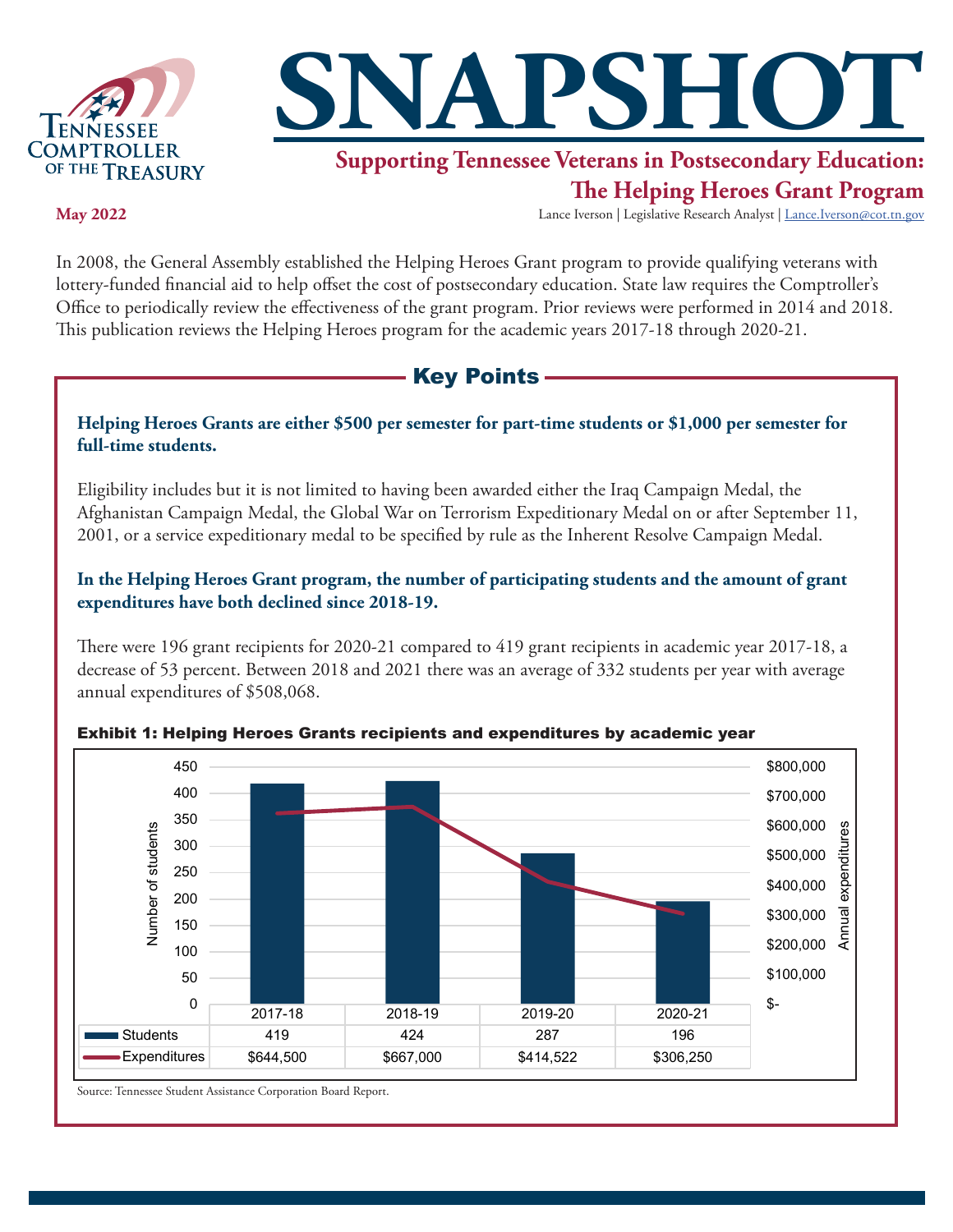# SNAPSHOT

## Supporting Tennessee Veterans in Postsecondary Education: The Helping Heroes Grant Program

**May 2022**

Lance Iverson | Legislative Research Analyst | Lance.Iverson@cot.tn.gov

In 2008, the General Assembly established the Helping Heroes Grant program to provide qualifying veterans with lottery-funded financial aid to help offset the cost of postsecondary education. State law requires the Comptroller's Office to periodically review the effectiveness of the grant program. Prior reviews were performed in 2014 and 2018. This publication reviews the Helping Heroes program for the academic years 2017-18 through 2020-21.

## Key Points

**Helping Heroes Grants are either $500 per semester for part-time students or $1,000 per semester for full-time students.**

Eligibility includes but it is not limited to having been awarded either the Iraq Campaign Medal, the Afghanistan Campaign Medal, the Global War on Terrorism Expeditionary Medal on or after September 11, 2001, or a service expeditionary medal to be specified by rule as the Inherent Resolve Campaign Medal.

**In the Helping Heroes Grant program, the number of participating students and the amount of grant expenditures have both declined since 2018-19.**

There were 196 grant recipients for 2020-21 compared to 419 grant recipients in academic year 2017-18, a decrease of 53 percent. Between 2018 and 2021 there was an average of 332 students per year with average annual expenditures of $508,068.

**Exhibit 1: Helping Heroes Grants recipients and expenditures by academic year**

| | 2017-18 | 2018-19 | 2019-20 | 2020-21 |
|---|---|---|---|---|
| Students | 419 | 424 | 287 | 196 |
| Expenditures | $644,500 | $667,000 | $414,522 | $306,250 |

Source: Tennessee Student Assistance Corporation Board Report.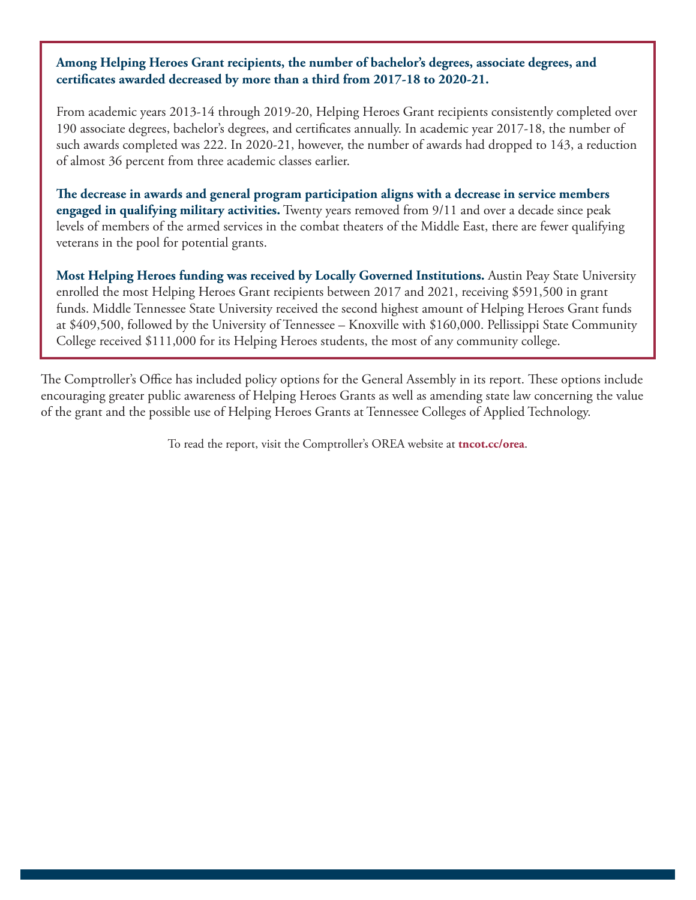**Among Helping Heroes Grant recipients, the number of bachelor's degrees, associate degrees, and certificates awarded decreased by more than a third from 2017-18 to 2020-21.**

From academic years 2013-14 through 2019-20, Helping Heroes Grant recipients consistently completed over 190 associate degrees, bachelor's degrees, and certificates annually. In academic year 2017-18, the number of such awards completed was 222. In 2020-21, however, the number of awards had dropped to 143, a reduction of almost 36 percent from three academic classes earlier.

**The decrease in awards and general program participation aligns with a decrease in service members engaged in qualifying military activities.** Twenty years removed from 9/11 and over a decade since peak levels of members of the armed services in the combat theaters of the Middle East, there are fewer qualifying veterans in the pool for potential grants.

**Most Helping Heroes funding was received by Locally Governed Institutions.** Austin Peay State University enrolled the most Helping Heroes Grant recipients between 2017 and 2021, receiving $591,500 in grant funds. Middle Tennessee State University received the second highest amount of Helping Heroes Grant funds at $409,500, followed by the University of Tennessee – Knoxville with $160,000. Pellissippi State Community College received $111,000 for its Helping Heroes students, the most of any community college.

The Comptroller's Office has included policy options for the General Assembly in its report. These options include encouraging greater public awareness of Helping Heroes Grants as well as amending state law concerning the value of the grant and the possible use of Helping Heroes Grants at Tennessee Colleges of Applied Technology.

To read the report, visit the Comptroller's OREA website at **tncot.cc/orea**.